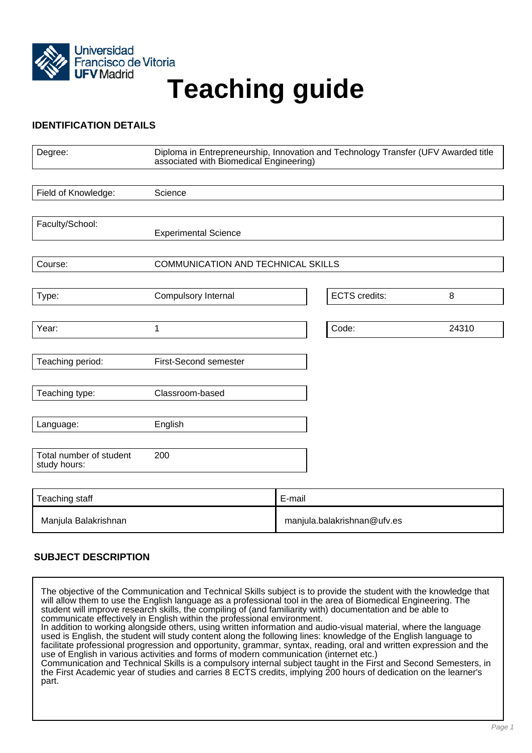Universidad Francisco de Vitoria
UFV Madrid

# Teaching guide

## IDENTIFICATION DETAILS

| | |
|---|---|
| Degree: | Diploma in Entrepreneurship, Innovation and Technology Transfer (UFV Awarded title associated with Biomedical Engineering) |
| Field of Knowledge: | Science |
| Faculty/School: | Experimental Science |
| Course: | COMMUNICATION AND TECHNICAL SKILLS |
| Type: | Compulsory Internal |
| ECTS credits: | 8 |
| Year: | 1 |
| Code: | 24310 |
| Teaching period: | First-Second semester |
| Teaching type: | Classroom-based |
| Language: | English |
| Total number of student study hours: | 200 |

| Teaching staff | E-mail |
|---|---|
| Manjula Balakrishnan | manjula.balakrishnan@ufv.es |

## SUBJECT DESCRIPTION

The objective of the Communication and Technical Skills subject is to provide the student with the knowledge that will allow them to use the English language as a professional tool in the area of Biomedical Engineering. The student will improve research skills, the compiling of (and familiarity with) documentation and be able to communicate effectively in English within the professional environment.
In addition to working alongside others, using written information and audio-visual material, where the language used is English, the student will study content along the following lines: knowledge of the English language to facilitate professional progression and opportunity, grammar, syntax, reading, oral and written expression and the use of English in various activities and forms of modern communication (internet etc.)
Communication and Technical Skills is a compulsory internal subject taught in the First and Second Semesters, in the First Academic year of studies and carries 8 ECTS credits, implying 200 hours of dedication on the learner's part.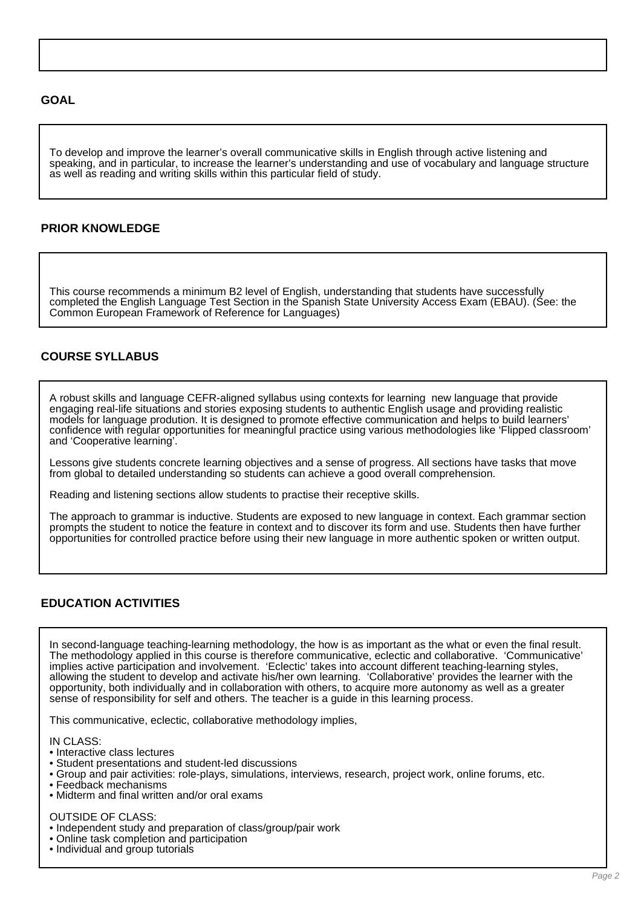## GOAL

To develop and improve the learner's overall communicative skills in English through active listening and speaking, and in particular, to increase the learner's understanding and use of vocabulary and language structure as well as reading and writing skills within this particular field of study.

## PRIOR KNOWLEDGE

This course recommends a minimum B2 level of English, understanding that students have successfully completed the English Language Test Section in the Spanish State University Access Exam (EBAU). (See: the Common European Framework of Reference for Languages)

## COURSE SYLLABUS

A robust skills and language CEFR-aligned syllabus using contexts for learning new language that provide engaging real-life situations and stories exposing students to authentic English usage and providing realistic models for language prodution. It is designed to promote effective communication and helps to build learners' confidence with regular opportunities for meaningful practice using various methodologies like 'Flipped classroom' and 'Cooperative learning'.

Lessons give students concrete learning objectives and a sense of progress. All sections have tasks that move from global to detailed understanding so students can achieve a good overall comprehension.

Reading and listening sections allow students to practise their receptive skills.

The approach to grammar is inductive. Students are exposed to new language in context. Each grammar section prompts the student to notice the feature in context and to discover its form and use. Students then have further opportunities for controlled practice before using their new language in more authentic spoken or written output.

## EDUCATION ACTIVITIES

In second-language teaching-learning methodology, the how is as important as the what or even the final result. The methodology applied in this course is therefore communicative, eclectic and collaborative. 'Communicative' implies active participation and involvement. 'Eclectic' takes into account different teaching-learning styles, allowing the student to develop and activate his/her own learning. 'Collaborative' provides the learner with the opportunity, both individually and in collaboration with others, to acquire more autonomy as well as a greater sense of responsibility for self and others. The teacher is a guide in this learning process.

This communicative, eclectic, collaborative methodology implies,

IN CLASS:

- Interactive class lectures
- Student presentations and student-led discussions
- Group and pair activities: role-plays, simulations, interviews, research, project work, online forums, etc.
- Feedback mechanisms
- Midterm and final written and/or oral exams

OUTSIDE OF CLASS:

- Independent study and preparation of class/group/pair work
- Online task completion and participation
- Individual and group tutorials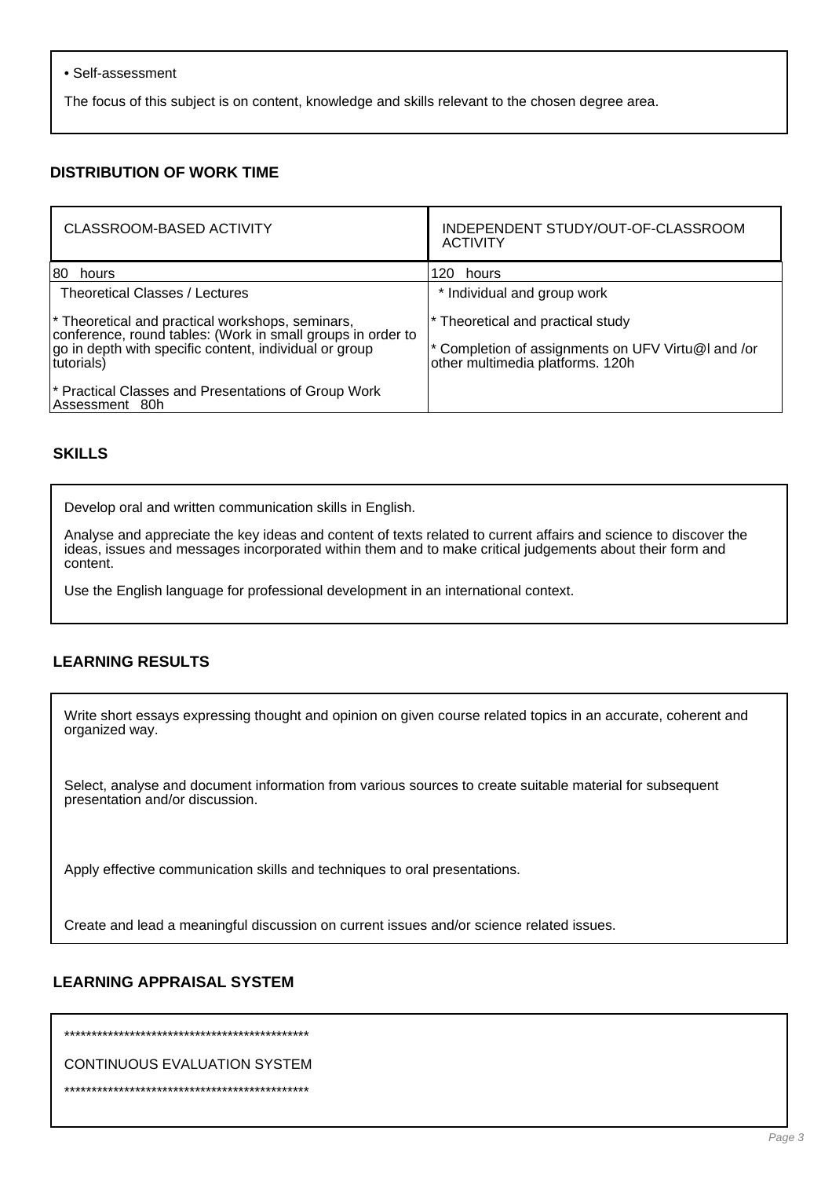• Self-assessment

The focus of this subject is on content, knowledge and skills relevant to the chosen degree area.

## DISTRIBUTION OF WORK TIME

| CLASSROOM-BASED ACTIVITY | INDEPENDENT STUDY/OUT-OF-CLASSROOM ACTIVITY |
|---|---|
| 80 hours | 120 hours |
| Theoretical Classes / Lectures<br><br>* Theoretical and practical workshops, seminars, conference, round tables: (Work in small groups in order to go in depth with specific content, individual or group tutorials)<br><br>* Practical Classes and Presentations of Group Work Assessment 80h | * Individual and group work<br><br>* Theoretical and practical study<br><br>* Completion of assignments on UFV Virtu@l and /or other multimedia platforms. 120h |

## SKILLS

Develop oral and written communication skills in English.

Analyse and appreciate the key ideas and content of texts related to current affairs and science to discover the ideas, issues and messages incorporated within them and to make critical judgements about their form and content.

Use the English language for professional development in an international context.

## LEARNING RESULTS

Write short essays expressing thought and opinion on given course related topics in an accurate, coherent and organized way.

Select, analyse and document information from various sources to create suitable material for subsequent presentation and/or discussion.

Apply effective communication skills and techniques to oral presentations.

Create and lead a meaningful discussion on current issues and/or science related issues.

## LEARNING APPRAISAL SYSTEM

*********************************************

CONTINUOUS EVALUATION SYSTEM

*********************************************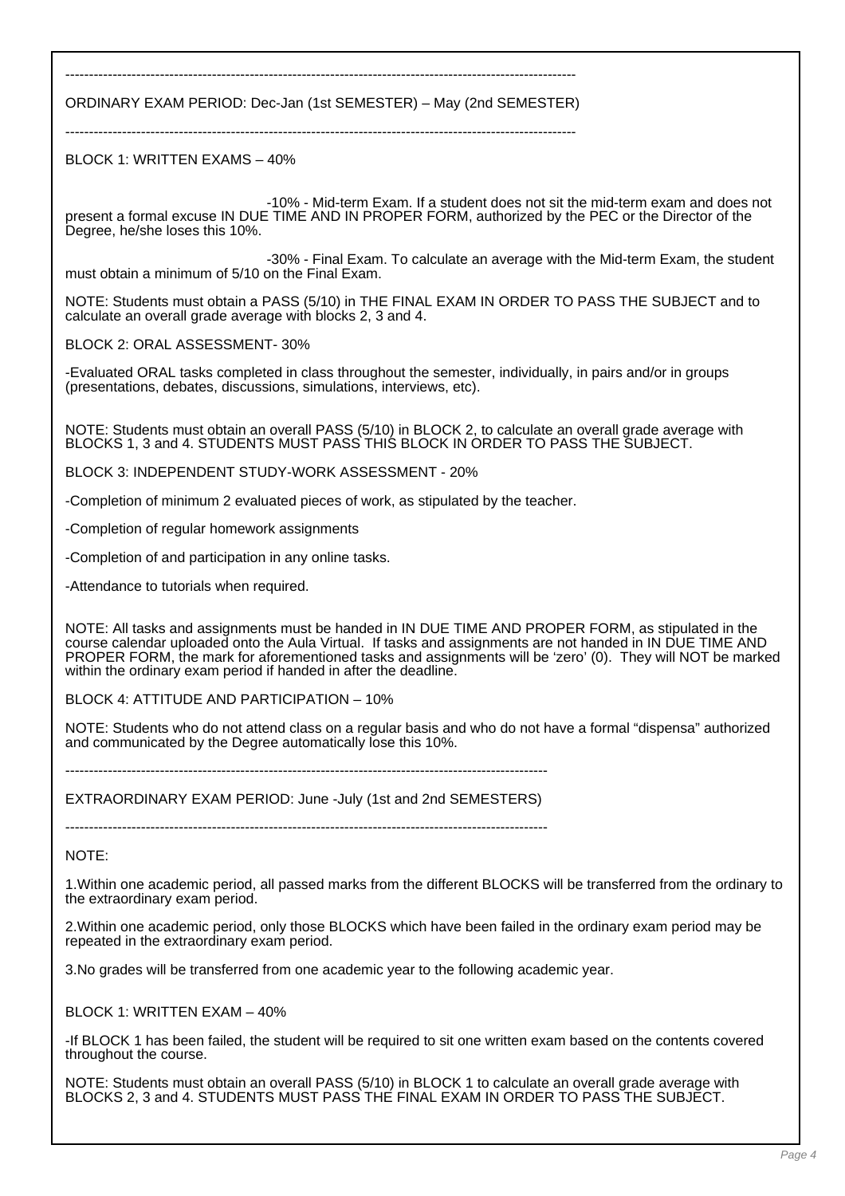---------------------------------------------------------------------------------------------------------

ORDINARY EXAM PERIOD: Dec-Jan (1st SEMESTER) – May (2nd SEMESTER)

---------------------------------------------------------------------------------------------------------

BLOCK 1: WRITTEN EXAMS – 40%

-10% - Mid-term Exam. If a student does not sit the mid-term exam and does not present a formal excuse IN DUE TIME AND IN PROPER FORM, authorized by the PEC or the Director of the Degree, he/she loses this 10%.

-30% - Final Exam. To calculate an average with the Mid-term Exam, the student must obtain a minimum of 5/10 on the Final Exam.

NOTE: Students must obtain a PASS (5/10) in THE FINAL EXAM IN ORDER TO PASS THE SUBJECT and to calculate an overall grade average with blocks 2, 3 and 4.

BLOCK 2: ORAL ASSESSMENT- 30%

-Evaluated ORAL tasks completed in class throughout the semester, individually, in pairs and/or in groups (presentations, debates, discussions, simulations, interviews, etc).

NOTE: Students must obtain an overall PASS (5/10) in BLOCK 2, to calculate an overall grade average with BLOCKS 1, 3 and 4. STUDENTS MUST PASS THIS BLOCK IN ORDER TO PASS THE SUBJECT.

BLOCK 3: INDEPENDENT STUDY-WORK ASSESSMENT - 20%

-Completion of minimum 2 evaluated pieces of work, as stipulated by the teacher.

-Completion of regular homework assignments

-Completion of and participation in any online tasks.

-Attendance to tutorials when required.

NOTE: All tasks and assignments must be handed in IN DUE TIME AND PROPER FORM, as stipulated in the course calendar uploaded onto the Aula Virtual. If tasks and assignments are not handed in IN DUE TIME AND PROPER FORM, the mark for aforementioned tasks and assignments will be 'zero' (0). They will NOT be marked within the ordinary exam period if handed in after the deadline.

BLOCK 4: ATTITUDE AND PARTICIPATION – 10%

NOTE: Students who do not attend class on a regular basis and who do not have a formal "dispensa" authorized and communicated by the Degree automatically lose this 10%.

----------------------------------------------------------------------------------------------------

EXTRAORDINARY EXAM PERIOD: June -July (1st and 2nd SEMESTERS)

----------------------------------------------------------------------------------------------------

NOTE:

1.Within one academic period, all passed marks from the different BLOCKS will be transferred from the ordinary to the extraordinary exam period.

2.Within one academic period, only those BLOCKS which have been failed in the ordinary exam period may be repeated in the extraordinary exam period.

3.No grades will be transferred from one academic year to the following academic year.

BLOCK 1: WRITTEN EXAM – 40%

-If BLOCK 1 has been failed, the student will be required to sit one written exam based on the contents covered throughout the course.

NOTE: Students must obtain an overall PASS (5/10) in BLOCK 1 to calculate an overall grade average with BLOCKS 2, 3 and 4. STUDENTS MUST PASS THE FINAL EXAM IN ORDER TO PASS THE SUBJECT.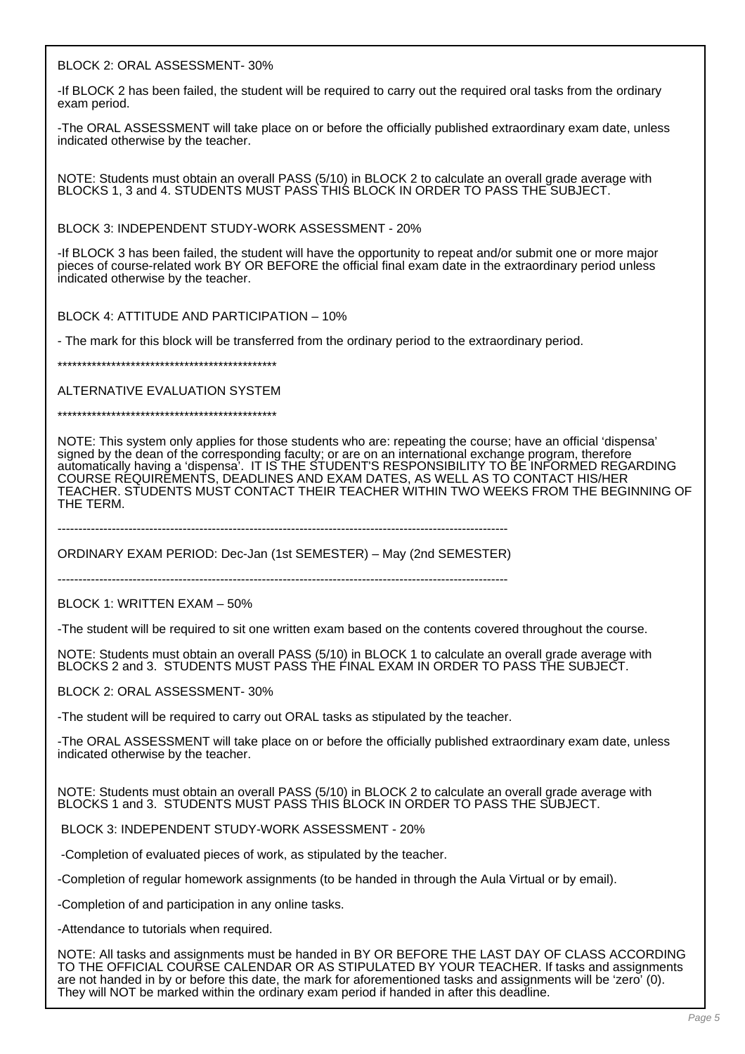BLOCK 2: ORAL ASSESSMENT- 30%

-If BLOCK 2 has been failed, the student will be required to carry out the required oral tasks from the ordinary exam period.

-The ORAL ASSESSMENT will take place on or before the officially published extraordinary exam date, unless indicated otherwise by the teacher.

NOTE: Students must obtain an overall PASS (5/10) in BLOCK 2 to calculate an overall grade average with BLOCKS 1, 3 and 4. STUDENTS MUST PASS THIS BLOCK IN ORDER TO PASS THE SUBJECT.

BLOCK 3: INDEPENDENT STUDY-WORK ASSESSMENT - 20%

-If BLOCK 3 has been failed, the student will have the opportunity to repeat and/or submit one or more major pieces of course-related work BY OR BEFORE the official final exam date in the extraordinary period unless indicated otherwise by the teacher.

BLOCK 4: ATTITUDE AND PARTICIPATION – 10%

- The mark for this block will be transferred from the ordinary period to the extraordinary period.

*********************************************

ALTERNATIVE EVALUATION SYSTEM

*********************************************

NOTE: This system only applies for those students who are: repeating the course; have an official 'dispensa' signed by the dean of the corresponding faculty; or are on an international exchange program, therefore automatically having a 'dispensa'. IT IS THE STUDENT'S RESPONSIBILITY TO BE INFORMED REGARDING COURSE REQUIREMENTS, DEADLINES AND EXAM DATES, AS WELL AS TO CONTACT HIS/HER TEACHER. STUDENTS MUST CONTACT THEIR TEACHER WITHIN TWO WEEKS FROM THE BEGINNING OF THE TERM.

---

ORDINARY EXAM PERIOD: Dec-Jan (1st SEMESTER) – May (2nd SEMESTER)

---

BLOCK 1: WRITTEN EXAM – 50%

-The student will be required to sit one written exam based on the contents covered throughout the course.

NOTE: Students must obtain an overall PASS (5/10) in BLOCK 1 to calculate an overall grade average with BLOCKS 2 and 3. STUDENTS MUST PASS THE FINAL EXAM IN ORDER TO PASS THE SUBJECT.

BLOCK 2: ORAL ASSESSMENT- 30%

-The student will be required to carry out ORAL tasks as stipulated by the teacher.

-The ORAL ASSESSMENT will take place on or before the officially published extraordinary exam date, unless indicated otherwise by the teacher.

NOTE: Students must obtain an overall PASS (5/10) in BLOCK 2 to calculate an overall grade average with BLOCKS 1 and 3. STUDENTS MUST PASS THIS BLOCK IN ORDER TO PASS THE SUBJECT.

BLOCK 3: INDEPENDENT STUDY-WORK ASSESSMENT - 20%

-Completion of evaluated pieces of work, as stipulated by the teacher.

-Completion of regular homework assignments (to be handed in through the Aula Virtual or by email).

-Completion of and participation in any online tasks.

-Attendance to tutorials when required.

NOTE: All tasks and assignments must be handed in BY OR BEFORE THE LAST DAY OF CLASS ACCORDING TO THE OFFICIAL COURSE CALENDAR OR AS STIPULATED BY YOUR TEACHER. If tasks and assignments are not handed in by or before this date, the mark for aforementioned tasks and assignments will be 'zero' (0). They will NOT be marked within the ordinary exam period if handed in after this deadline.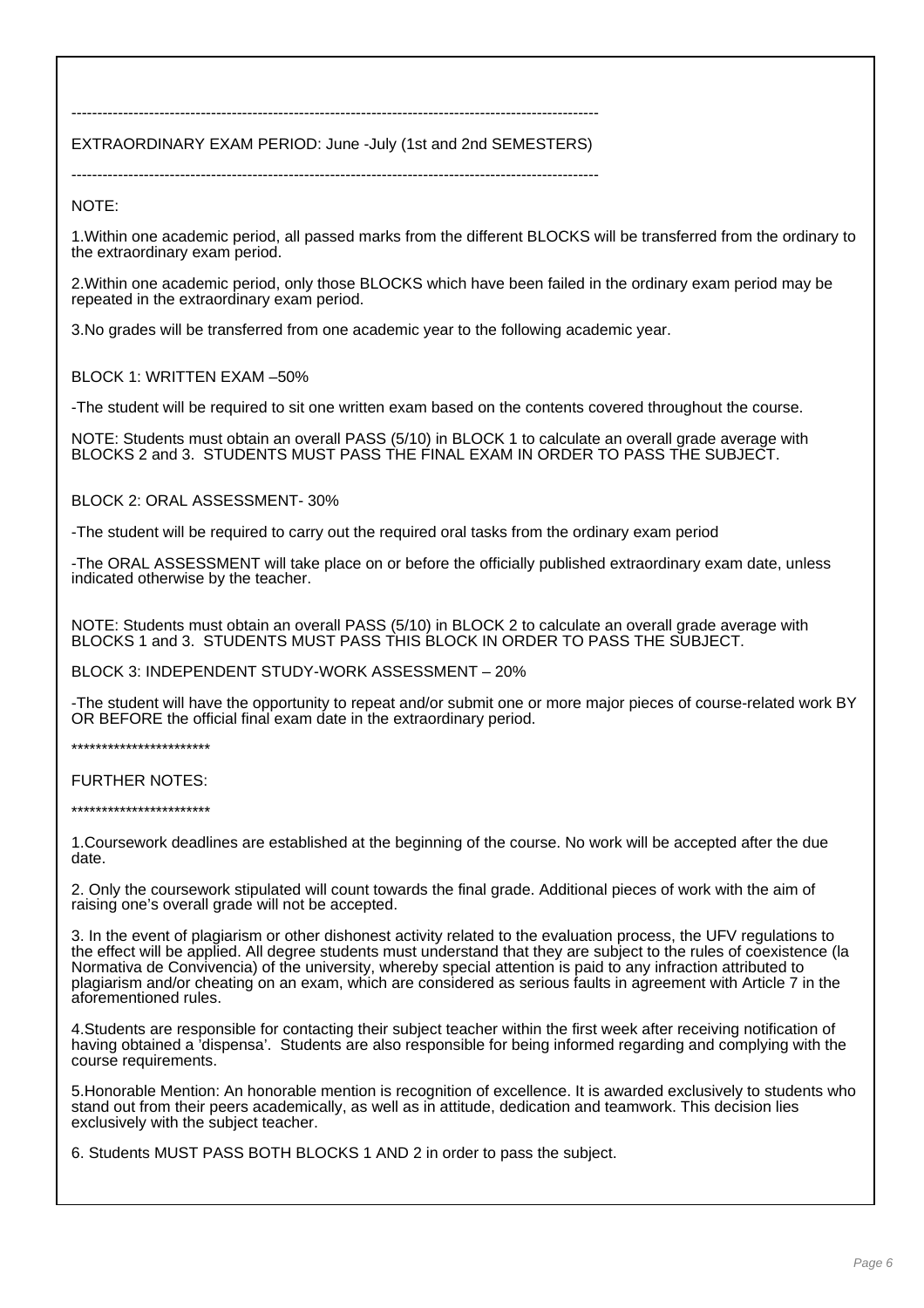----------------------------------------------------------------------------------------------------

EXTRAORDINARY EXAM PERIOD: June -July (1st and 2nd SEMESTERS)

----------------------------------------------------------------------------------------------------

NOTE:

1.Within one academic period, all passed marks from the different BLOCKS will be transferred from the ordinary to the extraordinary exam period.

2.Within one academic period, only those BLOCKS which have been failed in the ordinary exam period may be repeated in the extraordinary exam period.

3.No grades will be transferred from one academic year to the following academic year.

BLOCK 1: WRITTEN EXAM –50%

-The student will be required to sit one written exam based on the contents covered throughout the course.

NOTE: Students must obtain an overall PASS (5/10) in BLOCK 1 to calculate an overall grade average with BLOCKS 2 and 3. STUDENTS MUST PASS THE FINAL EXAM IN ORDER TO PASS THE SUBJECT.

BLOCK 2: ORAL ASSESSMENT- 30%

-The student will be required to carry out the required oral tasks from the ordinary exam period

-The ORAL ASSESSMENT will take place on or before the officially published extraordinary exam date, unless indicated otherwise by the teacher.

NOTE: Students must obtain an overall PASS (5/10) in BLOCK 2 to calculate an overall grade average with BLOCKS 1 and 3. STUDENTS MUST PASS THIS BLOCK IN ORDER TO PASS THE SUBJECT.

BLOCK 3: INDEPENDENT STUDY-WORK ASSESSMENT – 20%

-The student will have the opportunity to repeat and/or submit one or more major pieces of course-related work BY OR BEFORE the official final exam date in the extraordinary period.

***********************

FURTHER NOTES:

***********************

1.Coursework deadlines are established at the beginning of the course. No work will be accepted after the due date.

2. Only the coursework stipulated will count towards the final grade. Additional pieces of work with the aim of raising one's overall grade will not be accepted.

3. In the event of plagiarism or other dishonest activity related to the evaluation process, the UFV regulations to the effect will be applied. All degree students must understand that they are subject to the rules of coexistence (la Normativa de Convivencia) of the university, whereby special attention is paid to any infraction attributed to plagiarism and/or cheating on an exam, which are considered as serious faults in agreement with Article 7 in the aforementioned rules.

4.Students are responsible for contacting their subject teacher within the first week after receiving notification of having obtained a 'dispensa'. Students are also responsible for being informed regarding and complying with the course requirements.

5.Honorable Mention: An honorable mention is recognition of excellence. It is awarded exclusively to students who stand out from their peers academically, as well as in attitude, dedication and teamwork. This decision lies exclusively with the subject teacher.

6. Students MUST PASS BOTH BLOCKS 1 AND 2 in order to pass the subject.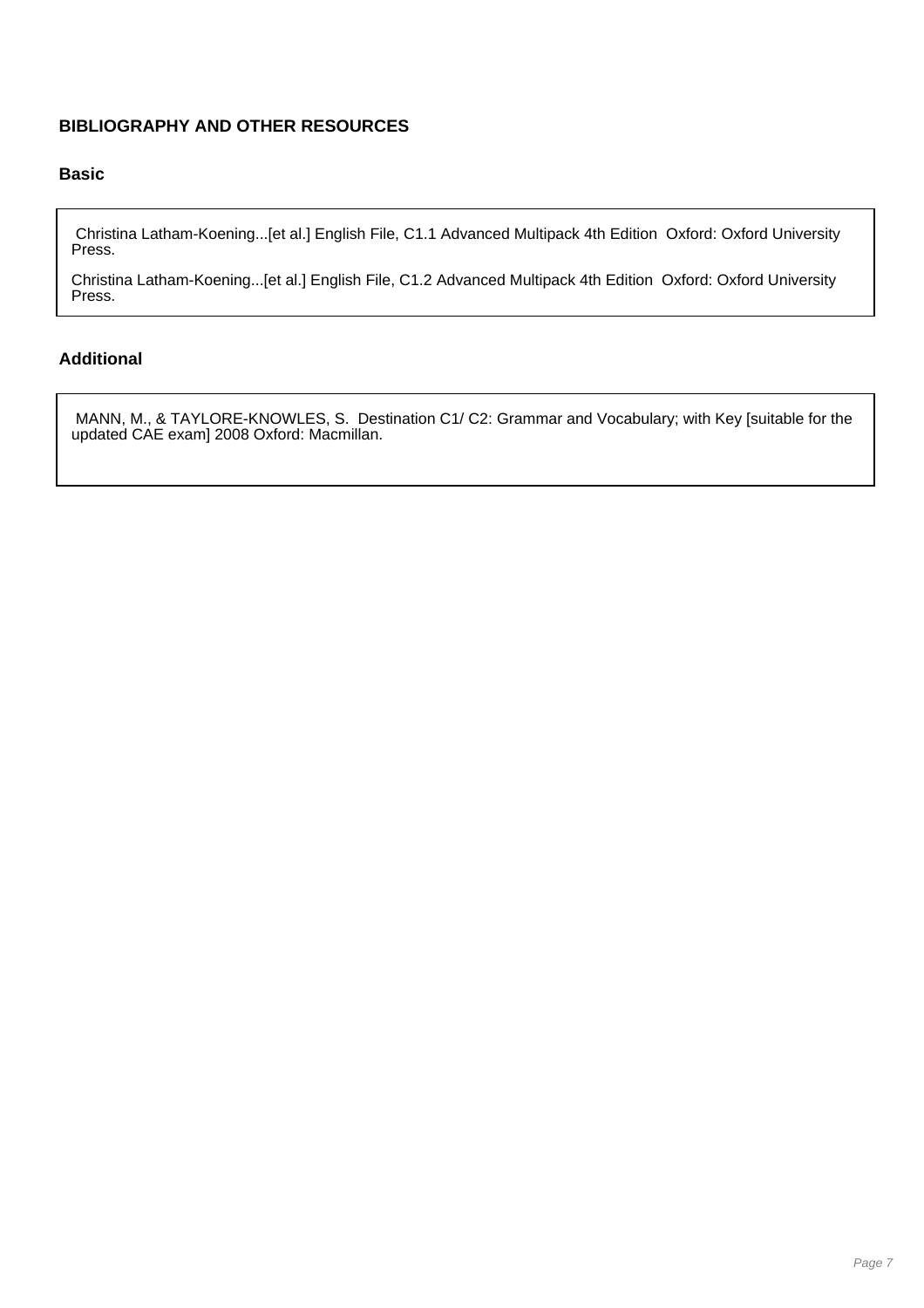## BIBLIOGRAPHY AND OTHER RESOURCES

### Basic

Christina Latham-Koening...[et al.] English File, C1.1 Advanced Multipack 4th Edition Oxford: Oxford University Press.

Christina Latham-Koening...[et al.] English File, C1.2 Advanced Multipack 4th Edition Oxford: Oxford University Press.

### Additional

MANN, M., & TAYLORE-KNOWLES, S. Destination C1/ C2: Grammar and Vocabulary; with Key [suitable for the updated CAE exam] 2008 Oxford: Macmillan.